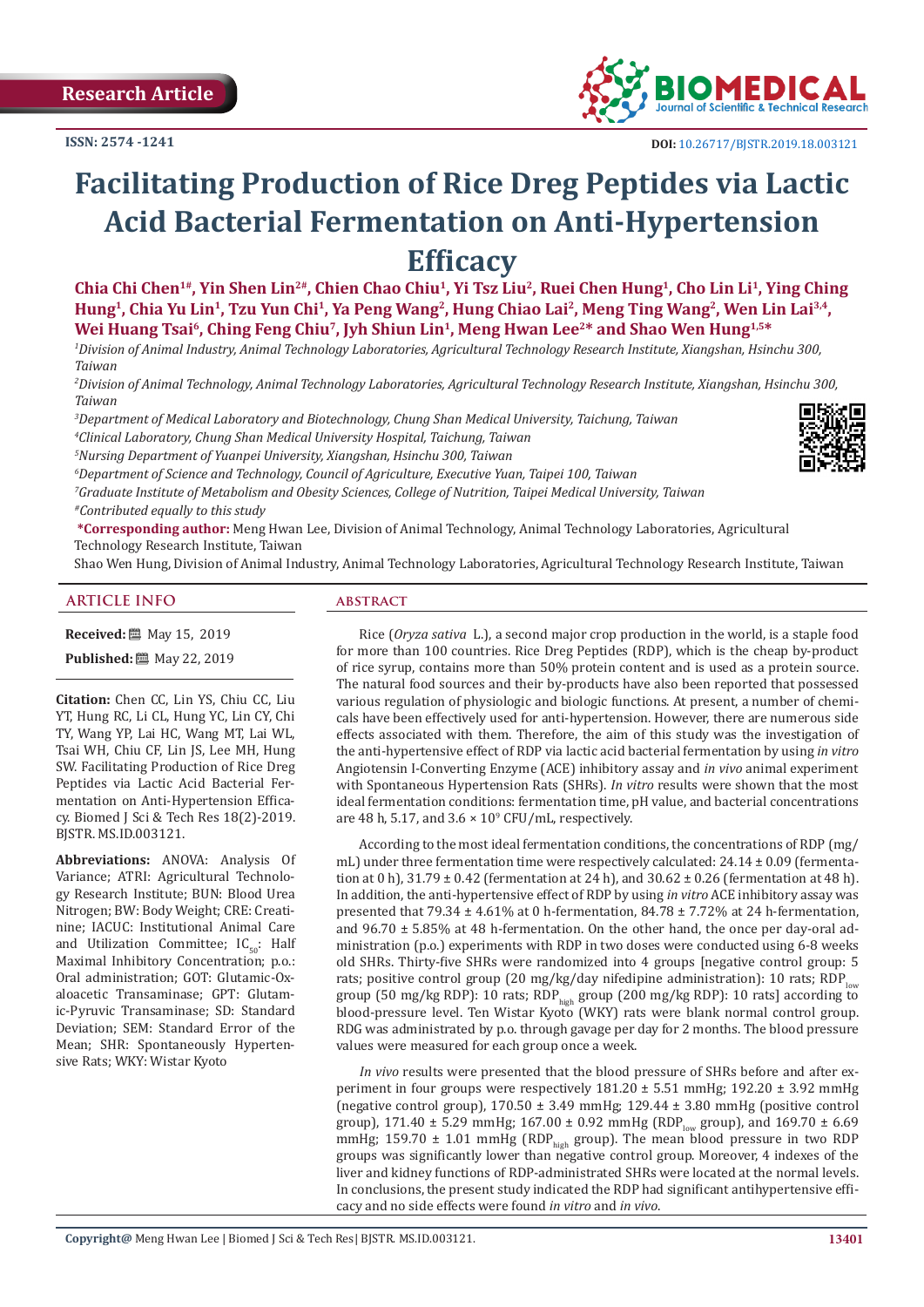Research Article

ISSN: 2574 -1241

DOI: 10.26717/BJSTR.2019.18.003121

# Facilitating Production of Rice Dreg Peptides via Lactic Acid Bacterial Fermentation on Anti-Hypertension Efficacy

**Chia Chi Chen[1#], Yin Shen Lin[2#], Chien Chao Chiu[1], Yi Tsz Liu[2], Ruei Chen Hung[1], Cho Lin Li[1], Ying Ching Hung[1], Chia Yu Lin[1], Tzu Yun Chi[1], Ya Peng Wang[2], Hung Chiao Lai[2], Meng Ting Wang[2], Wen Lin Lai[3,4], Wei Huang Tsai[6], Ching Feng Chiu[7], Jyh Shiun Lin[1], Meng Hwan Lee[2*] and Shao Wen Hung[1,5*]**

[1]*Division of Animal Industry, Animal Technology Laboratories, Agricultural Technology Research Institute, Xiangshan, Hsinchu 300, Taiwan*

[2]*Division of Animal Technology, Animal Technology Laboratories, Agricultural Technology Research Institute, Xiangshan, Hsinchu 300, Taiwan*

[3]*Department of Medical Laboratory and Biotechnology, Chung Shan Medical University, Taichung, Taiwan*

[4]*Clinical Laboratory, Chung Shan Medical University Hospital, Taichung, Taiwan*

[5]*Nursing Department of Yuanpei University, Xiangshan, Hsinchu 300, Taiwan*

[6]*Department of Science and Technology, Council of Agriculture, Executive Yuan, Taipei 100, Taiwan*

[7]*Graduate Institute of Metabolism and Obesity Sciences, College of Nutrition, Taipei Medical University, Taiwan*

[#]*Contributed equally to this study*

**\*Corresponding author:** Meng Hwan Lee, Division of Animal Technology, Animal Technology Laboratories, Agricultural Technology Research Institute, Taiwan

Shao Wen Hung, Division of Animal Industry, Animal Technology Laboratories, Agricultural Technology Research Institute, Taiwan

## ARTICLE INFO

**Received:** May 15, 2019

**Published:** May 22, 2019

**Citation:** Chen CC, Lin YS, Chiu CC, Liu YT, Hung RC, Li CL, Hung YC, Lin CY, Chi TY, Wang YP, Lai HC, Wang MT, Lai WL, Tsai WH, Chiu CF, Lin JS, Lee MH, Hung SW. Facilitating Production of Rice Dreg Peptides via Lactic Acid Bacterial Fermentation on Anti-Hypertension Efficacy. Biomed J Sci & Tech Res 18(2)-2019. BJSTR. MS.ID.003121.

**Abbreviations:** ANOVA: Analysis Of Variance; ATRI: Agricultural Technology Research Institute; BUN: Blood Urea Nitrogen; BW: Body Weight; CRE: Creatinine; IACUC: Institutional Animal Care and Utilization Committee; $IC_{50}$: Half Maximal Inhibitory Concentration; p.o.: Oral administration; GOT: Glutamic-Oxaloacetic Transaminase; GPT: Glutamic-Pyruvic Transaminase; SD: Standard Deviation; SEM: Standard Error of the Mean; SHR: Spontaneously Hypertensive Rats; WKY: Wistar Kyoto

## ABSTRACT

Rice (*Oryza sativa* L.), a second major crop production in the world, is a staple food for more than 100 countries. Rice Dreg Peptides (RDP), which is the cheap by-product of rice syrup, contains more than 50% protein content and is used as a protein source. The natural food sources and their by-products have also been reported that possessed various regulation of physiologic and biologic functions. At present, a number of chemicals have been effectively used for anti-hypertension. However, there are numerous side effects associated with them. Therefore, the aim of this study was the investigation of the anti-hypertensive effect of RDP via lactic acid bacterial fermentation by using *in vitro* Angiotensin I-Converting Enzyme (ACE) inhibitory assay and *in vivo* animal experiment with Spontaneous Hypertension Rats (SHRs). *In vitro* results were shown that the most ideal fermentation conditions: fermentation time, pH value, and bacterial concentrations are 48 h, 5.17, and $3.6 \times 10^9$ CFU/mL, respectively.

According to the most ideal fermentation conditions, the concentrations of RDP (mg/mL) under three fermentation time were respectively calculated: 24.14 ± 0.09 (fermentation at 0 h), 31.79 ± 0.42 (fermentation at 24 h), and 30.62 ± 0.26 (fermentation at 48 h). In addition, the anti-hypertensive effect of RDP by using *in vitro* ACE inhibitory assay was presented that 79.34 ± 4.61% at 0 h-fermentation, 84.78 ± 7.72% at 24 h-fermentation, and 96.70 ± 5.85% at 48 h-fermentation. On the other hand, the once per day-oral administration (p.o.) experiments with RDP in two doses were conducted using 6-8 weeks old SHRs. Thirty-five SHRs were randomized into 4 groups [negative control group: 5 rats; positive control group (20 mg/kg/day nifedipine administration): 10 rats; $RDP_{low}$ group (50 mg/kg RDP): 10 rats; $RDP_{high}$ group (200 mg/kg RDP): 10 rats] according to blood-pressure level. Ten Wistar Kyoto (WKY) rats were blank normal control group. RDG was administrated by p.o. through gavage per day for 2 months. The blood pressure values were measured for each group once a week.

*In vivo* results were presented that the blood pressure of SHRs before and after experiment in four groups were respectively 181.20 ± 5.51 mmHg; 192.20 ± 3.92 mmHg (negative control group), 170.50 ± 3.49 mmHg; 129.44 ± 3.80 mmHg (positive control group), 171.40 ± 5.29 mmHg; 167.00 ± 0.92 mmHg ($RDP_{low}$ group), and 169.70 ± 6.69 mmHg; 159.70 ± 1.01 mmHg ($RDP_{high}$ group). The mean blood pressure in two RDP groups was significantly lower than negative control group. Moreover, 4 indexes of the liver and kidney functions of RDP-administrated SHRs were located at the normal levels. In conclusions, the present study indicated the RDP had significant antihypertensive efficacy and no side effects were found *in vitro* and *in vivo*.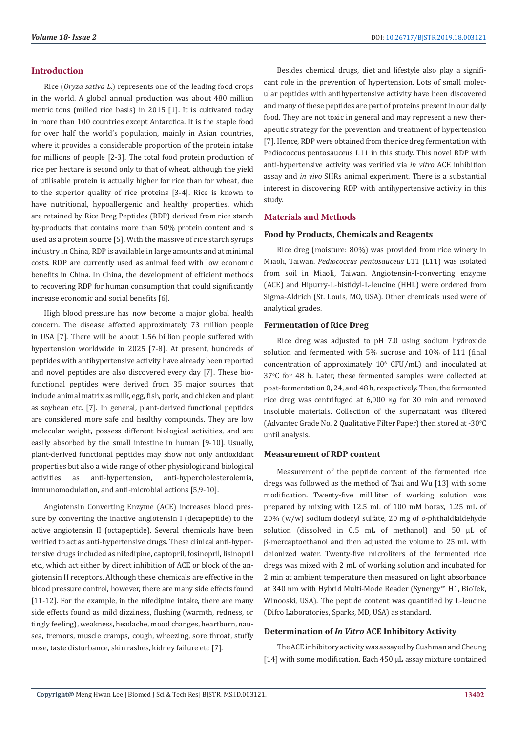## Introduction

Rice (*Oryza sativa L.*) represents one of the leading food crops in the world. A global annual production was about 480 million metric tons (milled rice basis) in 2015 [1]. It is cultivated today in more than 100 countries except Antarctica. It is the staple food for over half the world's population, mainly in Asian countries, where it provides a considerable proportion of the protein intake for millions of people [2-3]. The total food protein production of rice per hectare is second only to that of wheat, although the yield of utilisable protein is actually higher for rice than for wheat, due to the superior quality of rice proteins [3-4]. Rice is known to have nutritional, hypoallergenic and healthy properties, which are retained by Rice Dreg Peptides (RDP) derived from rice starch by-products that contains more than 50% protein content and is used as a protein source [5]. With the massive of rice starch syrups industry in China, RDP is available in large amounts and at minimal costs. RDP are currently used as animal feed with low economic benefits in China. In China, the development of efficient methods to recovering RDP for human consumption that could significantly increase economic and social benefits [6].

High blood pressure has now become a major global health concern. The disease affected approximately 73 million people in USA [7]. There will be about 1.56 billion people suffered with hypertension worldwide in 2025 [7-8]. At present, hundreds of peptides with antihypertensive activity have already been reported and novel peptides are also discovered every day [7]. These bio-functional peptides were derived from 35 major sources that include animal matrix as milk, egg, fish, pork, and chicken and plant as soybean etc. [7]. In general, plant-derived functional peptides are considered more safe and healthy compounds. They are low molecular weight, possess different biological activities, and are easily absorbed by the small intestine in human [9-10]. Usually, plant-derived functional peptides may show not only antioxidant properties but also a wide range of other physiologic and biological activities as anti-hypertension, anti-hypercholesterolemia, immunomodulation, and anti-microbial actions [5,9-10].

Angiotensin Converting Enzyme (ACE) increases blood pressure by converting the inactive angiotensin I (decapeptide) to the active angiotensin II (octapeptide). Several chemicals have been verified to act as anti-hypertensive drugs. These clinical anti-hypertensive drugs included as nifedipine, captopril, fosinopril, lisinopril etc., which act either by direct inhibition of ACE or block of the angiotensin II receptors. Although these chemicals are effective in the blood pressure control, however, there are many side effects found [11-12]. For the example, in the nifedipine intake, there are many side effects found as mild dizziness, flushing (warmth, redness, or tingly feeling), weakness, headache, mood changes, heartburn, nausea, tremors, muscle cramps, cough, wheezing, sore throat, stuffy nose, taste disturbance, skin rashes, kidney failure etc [7].

Besides chemical drugs, diet and lifestyle also play a significant role in the prevention of hypertension. Lots of small molecular peptides with antihypertensive activity have been discovered and many of these peptides are part of proteins present in our daily food. They are not toxic in general and may represent a new therapeutic strategy for the prevention and treatment of hypertension [7]. Hence, RDP were obtained from the rice dreg fermentation with Pediococcus pentosauceus L11 in this study. This novel RDP with anti-hypertensive activity was verified via *in vitro* ACE inhibition assay and *in vivo* SHRs animal experiment. There is a substantial interest in discovering RDP with antihypertensive activity in this study.

## Materials and Methods

### Food by Products, Chemicals and Reagents

Rice dreg (moisture: 80%) was provided from rice winery in Miaoli, Taiwan. *Pediococcus pentosauceus* L11 (L11) was isolated from soil in Miaoli, Taiwan. Angiotensin-I-converting enzyme (ACE) and Hipurry-L-histidyl-L-leucine (HHL) were ordered from Sigma-Aldrich (St. Louis, MO, USA). Other chemicals used were of analytical grades.

### Fermentation of Rice Dreg

Rice dreg was adjusted to pH 7.0 using sodium hydroxide solution and fermented with 5% sucrose and 10% of L11 (final concentration of approximately $10^6$ CFU/mL) and inoculated at 37°C for 48 h. Later, these fermented samples were collected at post-fermentation 0, 24, and 48 h, respectively. Then, the fermented rice dreg was centrifuged at 6,000 ×*g* for 30 min and removed insoluble materials. Collection of the supernatant was filtered (Advantec Grade No. 2 Qualitative Filter Paper) then stored at -30°C until analysis.

### Measurement of RDP content

Measurement of the peptide content of the fermented rice dregs was followed as the method of Tsai and Wu [13] with some modification. Twenty-five milliliter of working solution was prepared by mixing with 12.5 mL of 100 mM borax, 1.25 mL of 20% (w/w) sodium dodecyl sulfate, 20 mg of *o*-phthaldialdehyde solution (dissolved in 0.5 mL of methanol) and 50 μL of β-mercaptoethanol and then adjusted the volume to 25 mL with deionized water. Twenty-five microliters of the fermented rice dregs was mixed with 2 mL of working solution and incubated for 2 min at ambient temperature then measured on light absorbance at 340 nm with Hybrid Multi-Mode Reader (Synergy™ H1, BioTek, Winooski, USA). The peptide content was quantified by L-leucine (Difco Laboratories, Sparks, MD, USA) as standard.

### Determination of *In Vitro* ACE Inhibitory Activity

The ACE inhibitory activity was assayed by Cushman and Cheung [14] with some modification. Each 450 μL assay mixture contained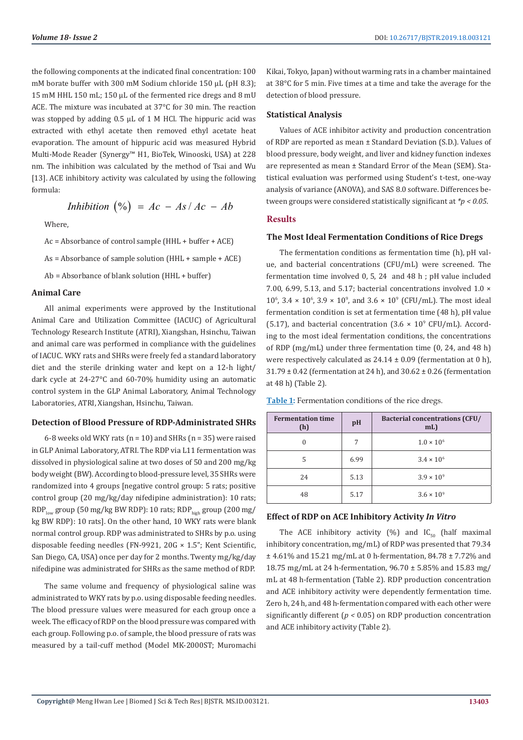the following components at the indicated final concentration: 100 mM borate buffer with 300 mM Sodium chloride 150 µL (pH 8.3); 15 mM HHL 150 mL; 150 µL of the fermented rice dregs and 8 mU ACE. The mixture was incubated at 37°C for 30 min. The reaction was stopped by adding 0.5 µL of 1 M HCl. The hippuric acid was extracted with ethyl acetate then removed ethyl acetate heat evaporation. The amount of hippuric acid was measured Hybrid Multi-Mode Reader (Synergy™ H1, BioTek, Winooski, USA) at 228 nm. The inhibition was calculated by the method of Tsai and Wu [13]. ACE inhibitory activity was calculated by using the following formula:

$$Inhibition\ (\%) = Ac - As / Ac - Ab$$

Where,

$Ac$ = Absorbance of control sample (HHL + buffer + ACE)

$As$ = Absorbance of sample solution (HHL + sample + ACE)

$Ab$ = Absorbance of blank solution (HHL + buffer)

### Animal Care

All animal experiments were approved by the Institutional Animal Care and Utilization Committee (IACUC) of Agricultural Technology Research Institute (ATRI), Xiangshan, Hsinchu, Taiwan and animal care was performed in compliance with the guidelines of IACUC. WKY rats and SHRs were freely fed a standard laboratory diet and the sterile drinking water and kept on a 12-h light/dark cycle at 24-27°C and 60-70% humidity using an automatic control system in the GLP Animal Laboratory, Animal Technology Laboratories, ATRI, Xiangshan, Hsinchu, Taiwan.

### Detection of Blood Pressure of RDP-Administrated SHRs

6-8 weeks old WKY rats (n = 10) and SHRs (n = 35) were raised in GLP Animal Laboratory, ATRI. The RDP via L11 fermentation was dissolved in physiological saline at two doses of 50 and 200 mg/kg body weight (BW). According to blood-pressure level, 35 SHRs were randomized into 4 groups [negative control group: 5 rats; positive control group (20 mg/kg/day nifedipine administration): 10 rats; $RDP_{low}$ group (50 mg/kg BW RDP): 10 rats; $RDP_{high}$ group (200 mg/kg BW RDP): 10 rats]. On the other hand, 10 WKY rats were blank normal control group. RDP was administrated to SHRs by p.o. using disposable feeding needles (FN-9921, 20G × 1.5"; Kent Scientific, San Diego, CA, USA) once per day for 2 months. Twenty mg/kg/day nifedipine was administrated for SHRs as the same method of RDP.

The same volume and frequency of physiological saline was administrated to WKY rats by p.o. using disposable feeding needles. The blood pressure values were measured for each group once a week. The efficacy of RDP on the blood pressure was compared with each group. Following p.o. of sample, the blood pressure of rats was measured by a tail-cuff method (Model MK-2000ST; Muromachi Kikai, Tokyo, Japan) without warming rats in a chamber maintained at 38°C for 5 min. Five times at a time and take the average for the detection of blood pressure.

### Statistical Analysis

Values of ACE inhibitor activity and production concentration of RDP are reported as mean ± Standard Deviation (S.D.). Values of blood pressure, body weight, and liver and kidney function indexes are represented as mean ± Standard Error of the Mean (SEM). Statistical evaluation was performed using Student's t-test, one-way analysis of variance (ANOVA), and SAS 8.0 software. Differences between groups were considered statistically significant at *$p < 0.05$.

## Results

### The Most Ideal Fermentation Conditions of Rice Dregs

The fermentation conditions as fermentation time (h), pH value, and bacterial concentrations (CFU/mL) were screened. The fermentation time involved 0, 5, 24 and 48 h ; pH value included 7.00, 6.99, 5.13, and 5.17; bacterial concentrations involved $1.0 \times 10^6$, $3.4 \times 10^6$, $3.9 \times 10^9$, and $3.6 \times 10^9$ (CFU/mL). The most ideal fermentation condition is set at fermentation time (48 h), pH value (5.17), and bacterial concentration ($3.6 \times 10^9$ CFU/mL). According to the most ideal fermentation conditions, the concentrations of RDP (mg/mL) under three fermentation time (0, 24, and 48 h) were respectively calculated as 24.14 ± 0.09 (fermentation at 0 h), 31.79 ± 0.42 (fermentation at 24 h), and 30.62 ± 0.26 (fermentation at 48 h) (Table 2).

**Table 1:** Fermentation conditions of the rice dregs.

| Fermentation time (h) | pH | Bacterial concentrations (CFU/mL) |
|---|---|---|
| 0 | 7 | $1.0 \times 10^6$ |
| 5 | 6.99 | $3.4 \times 10^6$ |
| 24 | 5.13 | $3.9 \times 10^9$ |
| 48 | 5.17 | $3.6 \times 10^9$ |

### Effect of RDP on ACE Inhibitory Activity *In Vitro*

The ACE inhibitory activity (%) and $IC_{50}$ (half maximal inhibitory concentration, mg/mL) of RDP was presented that 79.34 ± 4.61% and 15.21 mg/mL at 0 h-fermentation, 84.78 ± 7.72% and 18.75 mg/mL at 24 h-fermentation, 96.70 ± 5.85% and 15.83 mg/mL at 48 h-fermentation (Table 2). RDP production concentration and ACE inhibitory activity were dependently fermentation time. Zero h, 24 h, and 48 h-fermentation compared with each other were significantly different ($p < 0.05$) on RDP production concentration and ACE inhibitory activity (Table 2).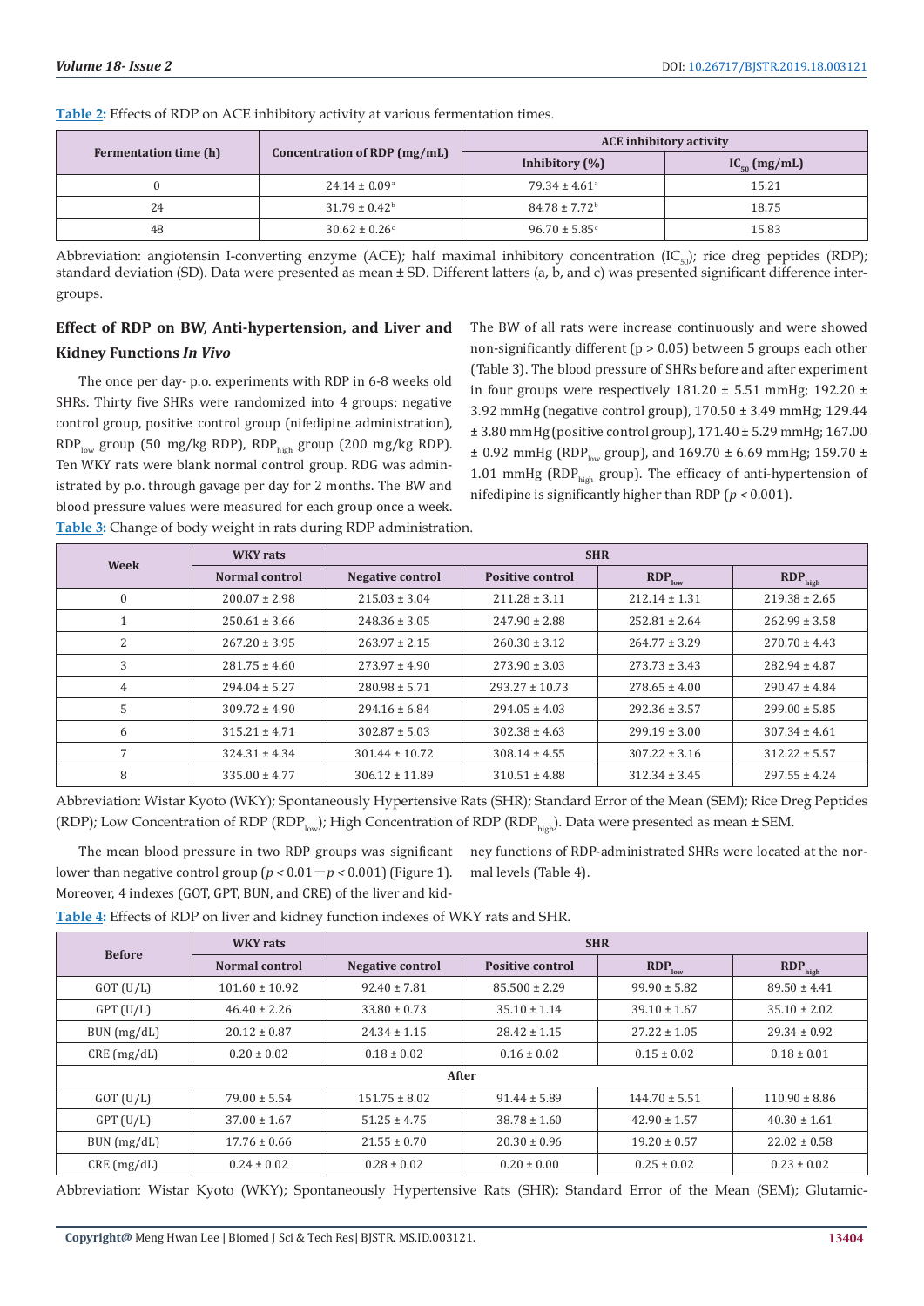**Table 2:** Effects of RDP on ACE inhibitory activity at various fermentation times.

| Fermentation time (h) | Concentration of RDP (mg/mL) | ACE inhibitory activity | |
|---|---|---|---|
| | | Inhibitory (%) | $IC_{50}$ (mg/mL) |
| 0 | $24.14 \pm 0.09^{a}$ | $79.34 \pm 4.61^{a}$ | 15.21 |
| 24 | $31.79 \pm 0.42^{b}$ | $84.78 \pm 7.72^{b}$ | 18.75 |
| 48 | $30.62 \pm 0.26^{c}$ | $96.70 \pm 5.85^{c}$ | 15.83 |

Abbreviation: angiotensin I-converting enzyme (ACE); half maximal inhibitory concentration ($IC_{50}$); rice dreg peptides (RDP); standard deviation (SD). Data were presented as mean ± SD. Different latters (a, b, and c) was presented significant difference inter-groups.

## Effect of RDP on BW, Anti-hypertension, and Liver and Kidney Functions *In Vivo*

The once per day- p.o. experiments with RDP in 6-8 weeks old SHRs. Thirty five SHRs were randomized into 4 groups: negative control group, positive control group (nifedipine administration), $RDP_{low}$ group (50 mg/kg RDP), $RDP_{high}$ group (200 mg/kg RDP). Ten WKY rats were blank normal control group. RDG was administrated by p.o. through gavage per day for 2 months. The BW and blood pressure values were measured for each group once a week. The BW of all rats were increase continuously and were showed non-significantly different ($p > 0.05$) between 5 groups each other (Table 3). The blood pressure of SHRs before and after experiment in four groups were respectively 181.20 ± 5.51 mmHg; 192.20 ± 3.92 mmHg (negative control group), 170.50 ± 3.49 mmHg; 129.44 ± 3.80 mmHg (positive control group), 171.40 ± 5.29 mmHg; 167.00 ± 0.92 mmHg ($RDP_{low}$ group), and 169.70 ± 6.69 mmHg; 159.70 ± 1.01 mmHg ($RDP_{high}$ group). The efficacy of anti-hypertension of nifedipine is significantly higher than RDP ($p < 0.001$).

**Table 3:** Change of body weight in rats during RDP administration.

| Week | WKY rats | SHR | | | |
|---|---|---|---|---|---|
| | Normal control | Negative control | Positive control | $RDP_{low}$ | $RDP_{high}$ |
| 0 | 200.07 ± 2.98 | 215.03 ± 3.04 | 211.28 ± 3.11 | 212.14 ± 1.31 | 219.38 ± 2.65 |
| 1 | 250.61 ± 3.66 | 248.36 ± 3.05 | 247.90 ± 2.88 | 252.81 ± 2.64 | 262.99 ± 3.58 |
| 2 | 267.20 ± 3.95 | 263.97 ± 2.15 | 260.30 ± 3.12 | 264.77 ± 3.29 | 270.70 ± 4.43 |
| 3 | 281.75 ± 4.60 | 273.97 ± 4.90 | 273.90 ± 3.03 | 273.73 ± 3.43 | 282.94 ± 4.87 |
| 4 | 294.04 ± 5.27 | 280.98 ± 5.71 | 293.27 ± 10.73 | 278.65 ± 4.00 | 290.47 ± 4.84 |
| 5 | 309.72 ± 4.90 | 294.16 ± 6.84 | 294.05 ± 4.03 | 292.36 ± 3.57 | 299.00 ± 5.85 |
| 6 | 315.21 ± 4.71 | 302.87 ± 5.03 | 302.38 ± 4.63 | 299.19 ± 3.00 | 307.34 ± 4.61 |
| 7 | 324.31 ± 4.34 | 301.44 ± 10.72 | 308.14 ± 4.55 | 307.22 ± 3.16 | 312.22 ± 5.57 |
| 8 | 335.00 ± 4.77 | 306.12 ± 11.89 | 310.51 ± 4.88 | 312.34 ± 3.45 | 297.55 ± 4.24 |

Abbreviation: Wistar Kyoto (WKY); Spontaneously Hypertensive Rats (SHR); Standard Error of the Mean (SEM); Rice Dreg Peptides (RDP); Low Concentration of RDP ($RDP_{low}$); High Concentration of RDP ($RDP_{high}$). Data were presented as mean ± SEM.

The mean blood pressure in two RDP groups was significant lower than negative control group ($p < 0.01 - p < 0.001$) (Figure 1). Moreover, 4 indexes (GOT, GPT, BUN, and CRE) of the liver and kidney functions of RDP-administrated SHRs were located at the normal levels (Table 4).

**Table 4:** Effects of RDP on liver and kidney function indexes of WKY rats and SHR.

| Before | WKY rats | SHR | | | |
|---|---|---|---|---|---|
| | Normal control | Negative control | Positive control | $RDP_{low}$ | $RDP_{high}$ |
| GOT (U/L) | 101.60 ± 10.92 | 92.40 ± 7.81 | 85.500 ± 2.29 | 99.90 ± 5.82 | 89.50 ± 4.41 |
| GPT (U/L) | 46.40 ± 2.26 | 33.80 ± 0.73 | 35.10 ± 1.14 | 39.10 ± 1.67 | 35.10 ± 2.02 |
| BUN (mg/dL) | 20.12 ± 0.87 | 24.34 ± 1.15 | 28.42 ± 1.15 | 27.22 ± 1.05 | 29.34 ± 0.92 |
| CRE (mg/dL) | 0.20 ± 0.02 | 0.18 ± 0.02 | 0.16 ± 0.02 | 0.15 ± 0.02 | 0.18 ± 0.01 |
| **After** | | | | | |
| GOT (U/L) | 79.00 ± 5.54 | 151.75 ± 8.02 | 91.44 ± 5.89 | 144.70 ± 5.51 | 110.90 ± 8.86 |
| GPT (U/L) | 37.00 ± 1.67 | 51.25 ± 4.75 | 38.78 ± 1.60 | 42.90 ± 1.57 | 40.30 ± 1.61 |
| BUN (mg/dL) | 17.76 ± 0.66 | 21.55 ± 0.70 | 20.30 ± 0.96 | 19.20 ± 0.57 | 22.02 ± 0.58 |
| CRE (mg/dL) | 0.24 ± 0.02 | 0.28 ± 0.02 | 0.20 ± 0.00 | 0.25 ± 0.02 | 0.23 ± 0.02 |

Abbreviation: Wistar Kyoto (WKY); Spontaneously Hypertensive Rats (SHR); Standard Error of the Mean (SEM); Glutamic-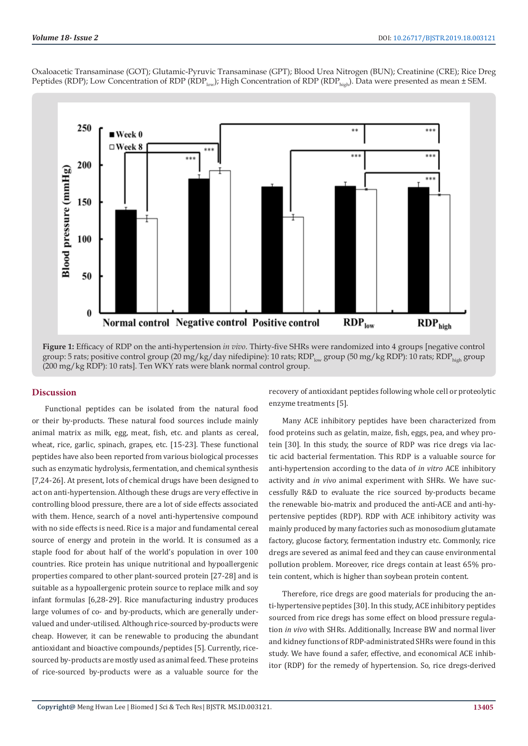Oxaloacetic Transaminase (GOT); Glutamic-Pyruvic Transaminase (GPT); Blood Urea Nitrogen (BUN); Creatinine (CRE); Rice Dreg Peptides (RDP); Low Concentration of RDP ($RDP_{low}$); High Concentration of RDP ($RDP_{high}$). Data were presented as mean ± SEM.

**Figure 1:** Efficacy of RDP on the anti-hypertension *in vivo*. Thirty-five SHRs were randomized into 4 groups [negative control group: 5 rats; positive control group (20 mg/kg/day nifedipine): 10 rats; $RDP_{low}$ group (50 mg/kg RDP): 10 rats; $RDP_{high}$ group (200 mg/kg RDP): 10 rats]. Ten WKY rats were blank normal control group.

## Discussion

Functional peptides can be isolated from the natural food or their by-products. These natural food sources include mainly animal matrix as milk, egg, meat, fish, etc. and plants as cereal, wheat, rice, garlic, spinach, grapes, etc. [15-23]. These functional peptides have also been reported from various biological processes such as enzymatic hydrolysis, fermentation, and chemical synthesis [7,24-26]. At present, lots of chemical drugs have been designed to act on anti-hypertension. Although these drugs are very effective in controlling blood pressure, there are a lot of side effects associated with them. Hence, search of a novel anti-hypertensive compound with no side effects is need. Rice is a major and fundamental cereal source of energy and protein in the world. It is consumed as a staple food for about half of the world's population in over 100 countries. Rice protein has unique nutritional and hypoallergenic properties compared to other plant-sourced protein [27-28] and is suitable as a hypoallergenic protein source to replace milk and soy infant formulas [6,28-29]. Rice manufacturing industry produces large volumes of co- and by-products, which are generally undervalued and under-utilised. Although rice-sourced by-products were cheap. However, it can be renewable to producing the abundant antioxidant and bioactive compounds/peptides [5]. Currently, rice-sourced by-products are mostly used as animal feed. These proteins of rice-sourced by-products were as a valuable source for the recovery of antioxidant peptides following whole cell or proteolytic enzyme treatments [5].

Many ACE inhibitory peptides have been characterized from food proteins such as gelatin, maize, fish, eggs, pea, and whey protein [30]. In this study, the source of RDP was rice dregs via lactic acid bacterial fermentation. This RDP is a valuable source for anti-hypertension according to the data of *in vitro* ACE inhibitory activity and *in vivo* animal experiment with SHRs. We have successfully R&D to evaluate the rice sourced by-products became the renewable bio-matrix and produced the anti-ACE and anti-hypertensive peptides (RDP). RDP with ACE inhibitory activity was mainly produced by many factories such as monosodium glutamate factory, glucose factory, fermentation industry etc. Commonly, rice dregs are severed as animal feed and they can cause environmental pollution problem. Moreover, rice dregs contain at least 65% protein content, which is higher than soybean protein content.

Therefore, rice dregs are good materials for producing the anti-hypertensive peptides [30]. In this study, ACE inhibitory peptides sourced from rice dregs has some effect on blood pressure regulation *in vivo* with SHRs. Additionally, Increase BW and normal liver and kidney functions of RDP-administrated SHRs were found in this study. We have found a safer, effective, and economical ACE inhibitor (RDP) for the remedy of hypertension. So, rice dregs-derived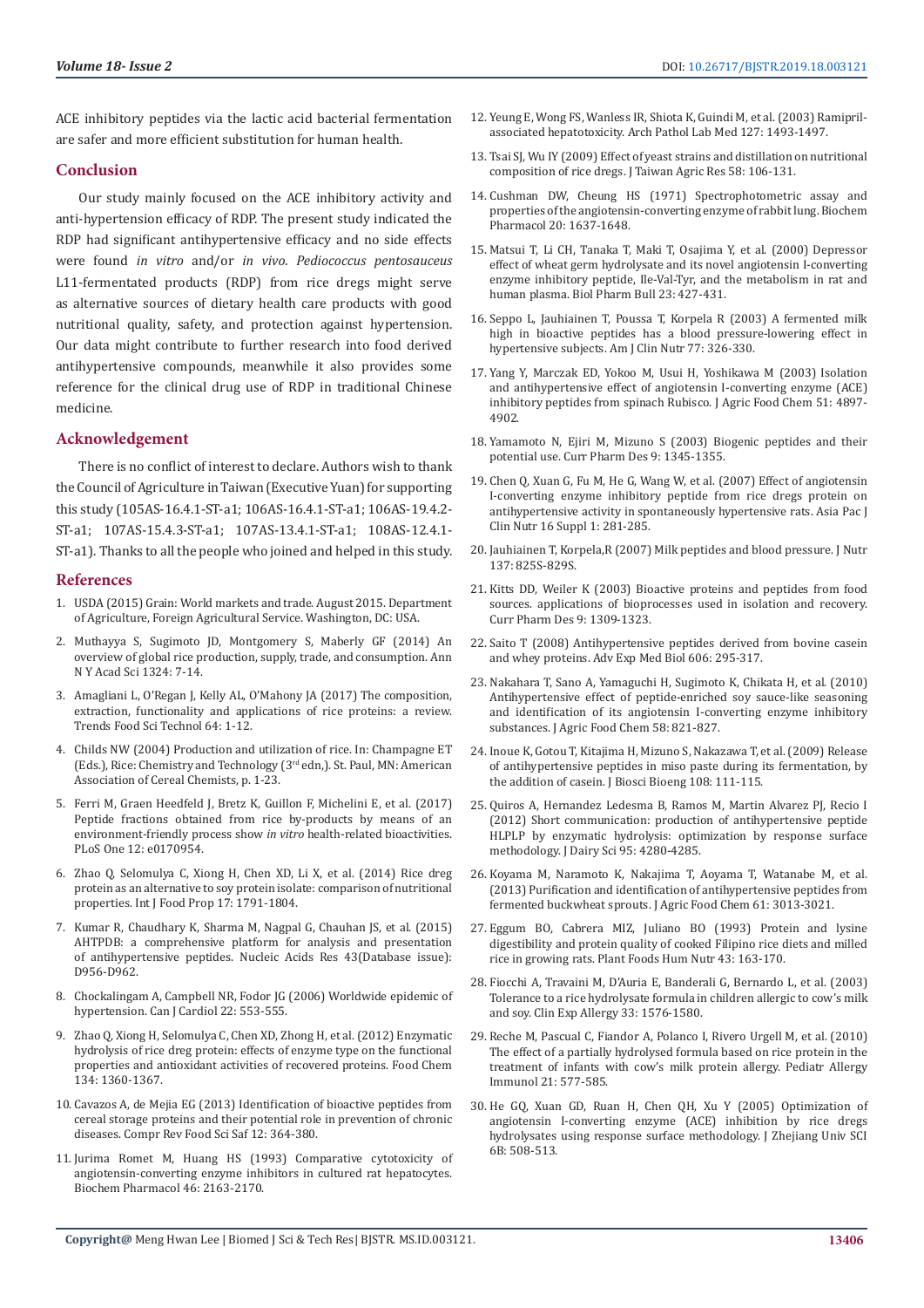ACE inhibitory peptides via the lactic acid bacterial fermentation are safer and more efficient substitution for human health.

## Conclusion

Our study mainly focused on the ACE inhibitory activity and anti-hypertension efficacy of RDP. The present study indicated the RDP had significant antihypertensive efficacy and no side effects were found *in vitro* and/or *in vivo*. *Pediococcus pentosauceus* L11-fermentated products (RDP) from rice dregs might serve as alternative sources of dietary health care products with good nutritional quality, safety, and protection against hypertension. Our data might contribute to further research into food derived antihypertensive compounds, meanwhile it also provides some reference for the clinical drug use of RDP in traditional Chinese medicine.

## Acknowledgement

There is no conflict of interest to declare. Authors wish to thank the Council of Agriculture in Taiwan (Executive Yuan) for supporting this study (105AS-16.4.1-ST-a1; 106AS-16.4.1-ST-a1; 106AS-19.4.2-ST-a1; 107AS-15.4.3-ST-a1; 107AS-13.4.1-ST-a1; 108AS-12.4.1-ST-a1). Thanks to all the people who joined and helped in this study.

## References

1. USDA (2015) Grain: World markets and trade. August 2015. Department of Agriculture, Foreign Agricultural Service. Washington, DC: USA.
2. Muthayya S, Sugimoto JD, Montgomery S, Maberly GF (2014) An overview of global rice production, supply, trade, and consumption. Ann N Y Acad Sci 1324: 7-14.
3. Amagliani L, O'Regan J, Kelly AL, O'Mahony JA (2017) The composition, extraction, functionality and applications of rice proteins: a review. Trends Food Sci Technol 64: 1-12.
4. Childs NW (2004) Production and utilization of rice. In: Champagne ET (Eds.), Rice: Chemistry and Technology (3rd edn,). St. Paul, MN: American Association of Cereal Chemists, p. 1-23.
5. Ferri M, Graen Heedfeld J, Bretz K, Guillon F, Michelini E, et al. (2017) Peptide fractions obtained from rice by-products by means of an environment-friendly process show *in vitro* health-related bioactivities. PLoS One 12: e0170954.
6. Zhao Q, Selomulya C, Xiong H, Chen XD, Li X, et al. (2014) Rice dreg protein as an alternative to soy protein isolate: comparison of nutritional properties. Int J Food Prop 17: 1791-1804.
7. Kumar R, Chaudhary K, Sharma M, Nagpal G, Chauhan JS, et al. (2015) AHTPDB: a comprehensive platform for analysis and presentation of antihypertensive peptides. Nucleic Acids Res 43(Database issue): D956-D962.
8. Chockalingam A, Campbell NR, Fodor JG (2006) Worldwide epidemic of hypertension. Can J Cardiol 22: 553-555.
9. Zhao Q, Xiong H, Selomulya C, Chen XD, Zhong H, et al. (2012) Enzymatic hydrolysis of rice dreg protein: effects of enzyme type on the functional properties and antioxidant activities of recovered proteins. Food Chem 134: 1360-1367.
10. Cavazos A, de Mejia EG (2013) Identification of bioactive peptides from cereal storage proteins and their potential role in prevention of chronic diseases. Compr Rev Food Sci Saf 12: 364-380.
11. Jurima Romet M, Huang HS (1993) Comparative cytotoxicity of angiotensin-converting enzyme inhibitors in cultured rat hepatocytes. Biochem Pharmacol 46: 2163-2170.
12. Yeung E, Wong FS, Wanless IR, Shiota K, Guindi M, et al. (2003) Ramipril-associated hepatotoxicity. Arch Pathol Lab Med 127: 1493-1497.
13. Tsai SJ, Wu IY (2009) Effect of yeast strains and distillation on nutritional composition of rice dregs. J Taiwan Agric Res 58: 106-131.
14. Cushman DW, Cheung HS (1971) Spectrophotometric assay and properties of the angiotensin-converting enzyme of rabbit lung. Biochem Pharmacol 20: 1637-1648.
15. Matsui T, Li CH, Tanaka T, Maki T, Osajima Y, et al. (2000) Depressor effect of wheat germ hydrolysate and its novel angiotensin I-converting enzyme inhibitory peptide, Ile-Val-Tyr, and the metabolism in rat and human plasma. Biol Pharm Bull 23: 427-431.
16. Seppo L, Jauhiainen T, Poussa T, Korpela R (2003) A fermented milk high in bioactive peptides has a blood pressure-lowering effect in hypertensive subjects. Am J Clin Nutr 77: 326-330.
17. Yang Y, Marczak ED, Yokoo M, Usui H, Yoshikawa M (2003) Isolation and antihypertensive effect of angiotensin I-converting enzyme (ACE) inhibitory peptides from spinach Rubisco. J Agric Food Chem 51: 4897-4902.
18. Yamamoto N, Ejiri M, Mizuno S (2003) Biogenic peptides and their potential use. Curr Pharm Des 9: 1345-1355.
19. Chen Q, Xuan G, Fu M, He G, Wang W, et al. (2007) Effect of angiotensin I-converting enzyme inhibitory peptide from rice dregs protein on antihypertensive activity in spontaneously hypertensive rats. Asia Pac J Clin Nutr 16 Suppl 1: 281-285.
20. Jauhiainen T, Korpela,R (2007) Milk peptides and blood pressure. J Nutr 137: 825S-829S.
21. Kitts DD, Weiler K (2003) Bioactive proteins and peptides from food sources. applications of bioprocesses used in isolation and recovery. Curr Pharm Des 9: 1309-1323.
22. Saito T (2008) Antihypertensive peptides derived from bovine casein and whey proteins. Adv Exp Med Biol 606: 295-317.
23. Nakahara T, Sano A, Yamaguchi H, Sugimoto K, Chikata H, et al. (2010) Antihypertensive effect of peptide-enriched soy sauce-like seasoning and identification of its angiotensin I-converting enzyme inhibitory substances. J Agric Food Chem 58: 821-827.
24. Inoue K, Gotou T, Kitajima H, Mizuno S, Nakazawa T, et al. (2009) Release of antihypertensive peptides in miso paste during its fermentation, by the addition of casein. J Biosci Bioeng 108: 111-115.
25. Quiros A, Hernandez Ledesma B, Ramos M, Martin Alvarez PJ, Recio I (2012) Short communication: production of antihypertensive peptide HLPLP by enzymatic hydrolysis: optimization by response surface methodology. J Dairy Sci 95: 4280-4285.
26. Koyama M, Naramoto K, Nakajima T, Aoyama T, Watanabe M, et al. (2013) Purification and identification of antihypertensive peptides from fermented buckwheat sprouts. J Agric Food Chem 61: 3013-3021.
27. Eggum BO, Cabrera MIZ, Juliano BO (1993) Protein and lysine digestibility and protein quality of cooked Filipino rice diets and milled rice in growing rats. Plant Foods Hum Nutr 43: 163-170.
28. Fiocchi A, Travaini M, D'Auria E, Banderali G, Bernardo L, et al. (2003) Tolerance to a rice hydrolysate formula in children allergic to cow's milk and soy. Clin Exp Allergy 33: 1576-1580.
29. Reche M, Pascual C, Fiandor A, Polanco I, Rivero Urgell M, et al. (2010) The effect of a partially hydrolysed formula based on rice protein in the treatment of infants with cow's milk protein allergy. Pediatr Allergy Immunol 21: 577-585.
30. He GQ, Xuan GD, Ruan H, Chen QH, Xu Y (2005) Optimization of angiotensin I-converting enzyme (ACE) inhibition by rice dregs hydrolysates using response surface methodology. J Zhejiang Univ SCI 6B: 508-513.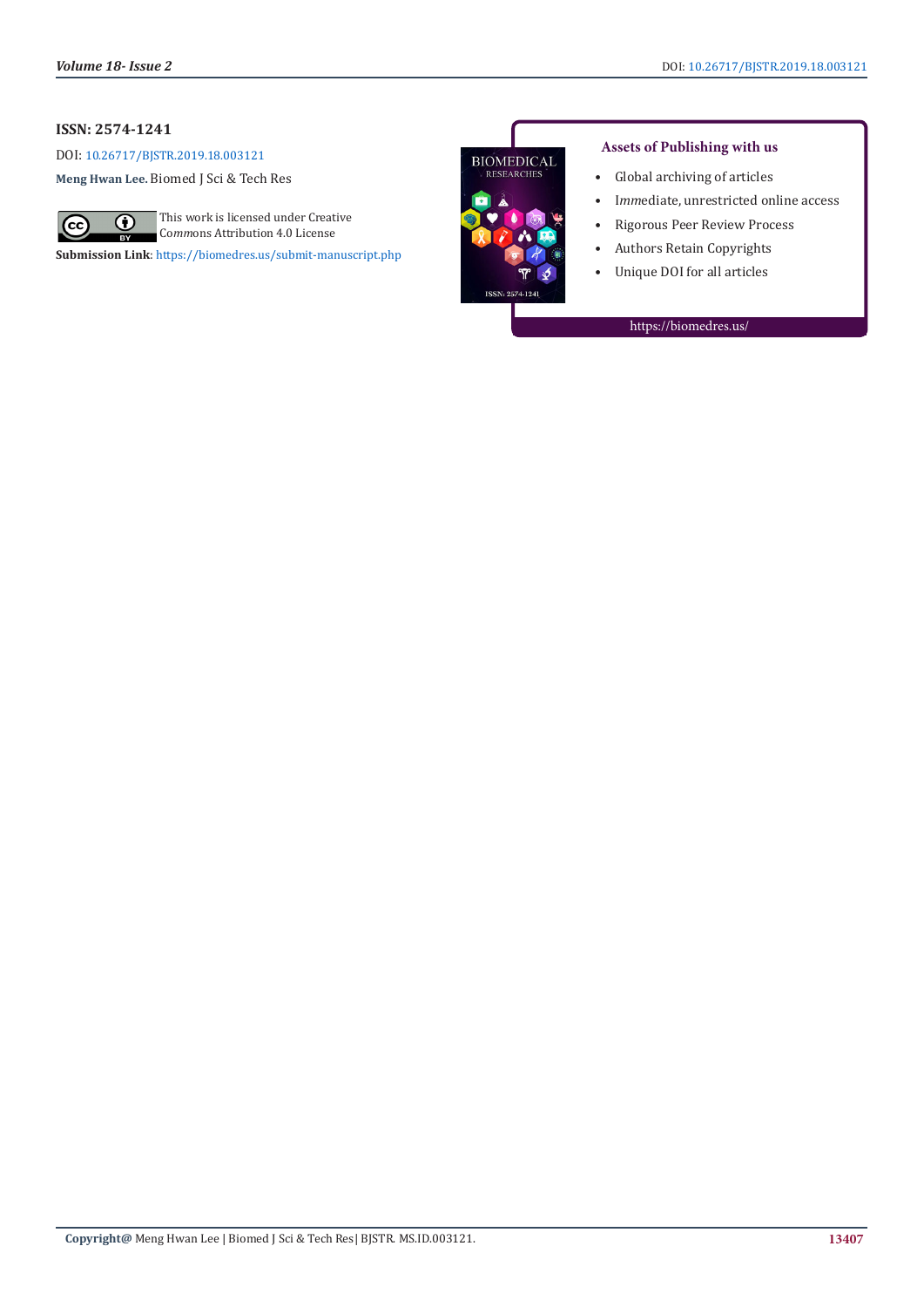**ISSN: 2574-1241**

DOI: 10.26717/BJSTR.2019.18.003121

**Meng Hwan Lee.** Biomed J Sci & Tech Res

This work is licensed under Creative Commons Attribution 4.0 License

**Submission Link**: https://biomedres.us/submit-manuscript.php

### Assets of Publishing with us

- Global archiving of articles
- Immediate, unrestricted online access
- Rigorous Peer Review Process
- Authors Retain Copyrights
- Unique DOI for all articles

https://biomedres.us/